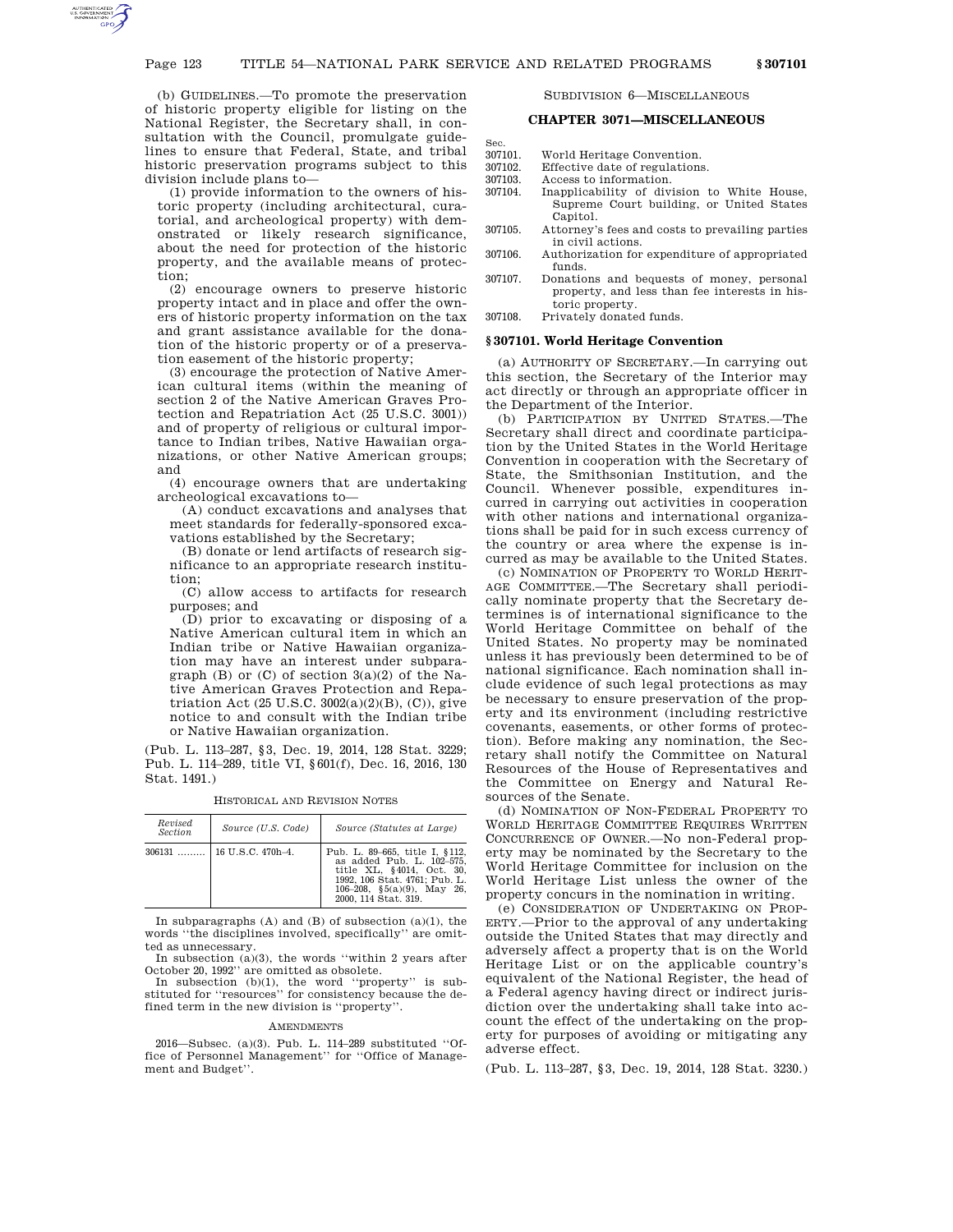(b) GUIDELINES.—To promote the preservation of historic property eligible for listing on the National Register, the Secretary shall, in consultation with the Council, promulgate guidelines to ensure that Federal, State, and tribal historic preservation programs subject to this division include plans to—

(1) provide information to the owners of historic property (including architectural, curatorial, and archeological property) with demonstrated or likely research significance, about the need for protection of the historic property, and the available means of protection;

(2) encourage owners to preserve historic property intact and in place and offer the owners of historic property information on the tax and grant assistance available for the donation of the historic property or of a preservation easement of the historic property;

(3) encourage the protection of Native American cultural items (within the meaning of section 2 of the Native American Graves Protection and Repatriation Act (25 U.S.C. 3001)) and of property of religious or cultural importance to Indian tribes, Native Hawaiian organizations, or other Native American groups; and

(4) encourage owners that are undertaking archeological excavations to—

(A) conduct excavations and analyses that meet standards for federally-sponsored excavations established by the Secretary;

(B) donate or lend artifacts of research significance to an appropriate research institution;

(C) allow access to artifacts for research purposes; and

(D) prior to excavating or disposing of a Native American cultural item in which an Indian tribe or Native Hawaiian organization may have an interest under subparagraph (B) or (C) of section 3(a)(2) of the Native American Graves Protection and Repatriation Act (25 U.S.C. 3002(a)(2)(B), (C)), give notice to and consult with the Indian tribe or Native Hawaiian organization.

(Pub. L. 113–287, §3, Dec. 19, 2014, 128 Stat. 3229; Pub. L. 114–289, title VI, §601(f), Dec. 16, 2016, 130 Stat. 1491.)

HISTORICAL AND REVISION NOTES

| *Revised Section* | *Source (U.S. Code)* | *Source (Statutes at Large)* |
| --- | --- | --- |
| 306131 ........ | 16 U.S.C. 470h–4. | Pub. L. 89–665, title I, §112, as added Pub. L. 102–575, title XL, §4014, Oct. 30, 1992, 106 Stat. 4761; Pub. L. 106–208, §5(a)(9), May 26, 2000, 114 Stat. 319. |

In subparagraphs (A) and (B) of subsection (a)(1), the words ''the disciplines involved, specifically'' are omitted as unnecessary.

In subsection (a)(3), the words ''within 2 years after October 20, 1992'' are omitted as obsolete.

In subsection (b)(1), the word ''property'' is substituted for ''resources'' for consistency because the defined term in the new division is ''property''.

AMENDMENTS

2016—Subsec. (a)(3). Pub. L. 114–289 substituted ''Office of Personnel Management'' for ''Office of Management and Budget''.

SUBDIVISION 6—MISCELLANEOUS

## CHAPTER 3071—MISCELLANEOUS

| Sec. | |
| --- | --- |
| 307101. | World Heritage Convention. |
| 307102. | Effective date of regulations. |
| 307103. | Access to information. |
| 307104. | Inapplicability of division to White House, Supreme Court building, or United States Capitol. |
| 307105. | Attorney's fees and costs to prevailing parties in civil actions. |
| 307106. | Authorization for expenditure of appropriated funds. |
| 307107. | Donations and bequests of money, personal property, and less than fee interests in historic property. |
| 307108. | Privately donated funds. |

### §307101. World Heritage Convention

(a) AUTHORITY OF SECRETARY.—In carrying out this section, the Secretary of the Interior may act directly or through an appropriate officer in the Department of the Interior.

(b) PARTICIPATION BY UNITED STATES.—The Secretary shall direct and coordinate participation by the United States in the World Heritage Convention in cooperation with the Secretary of State, the Smithsonian Institution, and the Council. Whenever possible, expenditures incurred in carrying out activities in cooperation with other nations and international organizations shall be paid for in such excess currency of the country or area where the expense is incurred as may be available to the United States.

(c) NOMINATION OF PROPERTY TO WORLD HERITAGE COMMITTEE.—The Secretary shall periodically nominate property that the Secretary determines is of international significance to the World Heritage Committee on behalf of the United States. No property may be nominated unless it has previously been determined to be of national significance. Each nomination shall include evidence of such legal protections as may be necessary to ensure preservation of the property and its environment (including restrictive covenants, easements, or other forms of protection). Before making any nomination, the Secretary shall notify the Committee on Natural Resources of the House of Representatives and the Committee on Energy and Natural Resources of the Senate.

(d) NOMINATION OF NON-FEDERAL PROPERTY TO WORLD HERITAGE COMMITTEE REQUIRES WRITTEN CONCURRENCE OF OWNER.—No non-Federal property may be nominated by the Secretary to the World Heritage Committee for inclusion on the World Heritage List unless the owner of the property concurs in the nomination in writing.

(e) CONSIDERATION OF UNDERTAKING ON PROPERTY.—Prior to the approval of any undertaking outside the United States that may directly and adversely affect a property that is on the World Heritage List or on the applicable country's equivalent of the National Register, the head of a Federal agency having direct or indirect jurisdiction over the undertaking shall take into account the effect of the undertaking on the property for purposes of avoiding or mitigating any adverse effect.

(Pub. L. 113–287, §3, Dec. 19, 2014, 128 Stat. 3230.)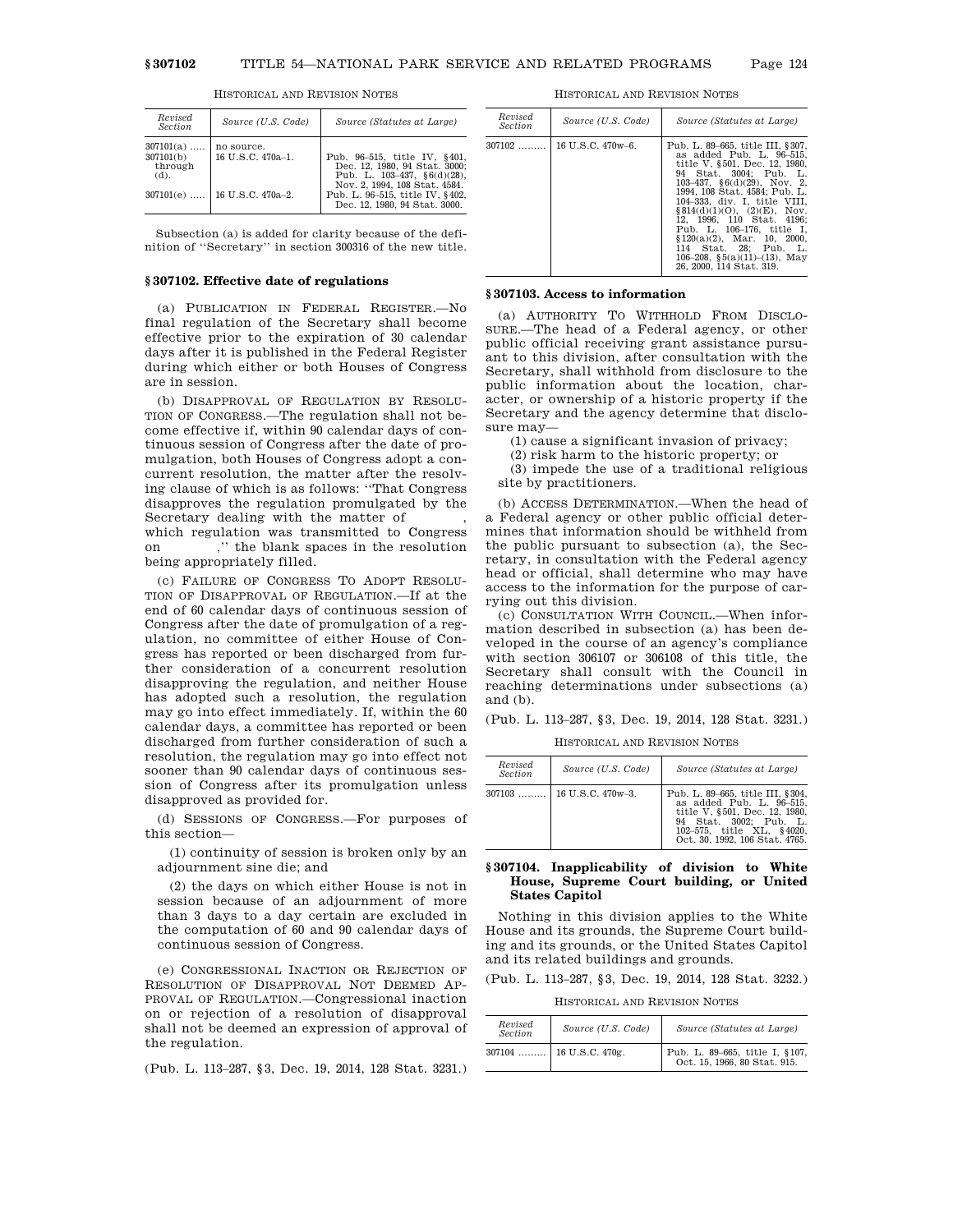HISTORICAL AND REVISION NOTES

| Revised Section | Source (U.S. Code) | Source (Statutes at Large) |
|---|---|---|
| 307101(a) ..... | no source. | |
| 307101(b) through (d). | 16 U.S.C. 470a–1. | Pub. L. 96–515, title IV, §401, Dec. 12, 1980, 94 Stat. 3000; Pub. L. 103–437, §6(d)(28), Nov. 2, 1994, 108 Stat. 4584. |
| 307101(e) ..... | 16 U.S.C. 470a–2. | Pub. L. 96–515, title IV, §402, Dec. 12, 1980, 94 Stat. 3000. |

Subsection (a) is added for clarity because of the definition of "Secretary" in section 300316 of the new title.

### § 307102. Effective date of regulations

(a) PUBLICATION IN FEDERAL REGISTER.—No final regulation of the Secretary shall become effective prior to the expiration of 30 calendar days after it is published in the Federal Register during which either or both Houses of Congress are in session.

(b) DISAPPROVAL OF REGULATION BY RESOLUTION OF CONGRESS.—The regulation shall not become effective if, within 90 calendar days of continuous session of Congress after the date of promulgation, both Houses of Congress adopt a concurrent resolution, the matter after the resolving clause of which is as follows: "That Congress disapproves the regulation promulgated by the Secretary dealing with the matter of \_\_\_\_\_\_, which regulation was transmitted to Congress on \_\_\_\_\_\_," the blank spaces in the resolution being appropriately filled.

(c) FAILURE OF CONGRESS TO ADOPT RESOLUTION OF DISAPPROVAL OF REGULATION.—If at the end of 60 calendar days of continuous session of Congress after the date of promulgation of a regulation, no committee of either House of Congress has reported or been discharged from further consideration of a concurrent resolution disapproving the regulation, and neither House has adopted such a resolution, the regulation may go into effect immediately. If, within the 60 calendar days, a committee has reported or been discharged from further consideration of such a resolution, the regulation may go into effect not sooner than 90 calendar days of continuous session of Congress after its promulgation unless disapproved as provided for.

(d) SESSIONS OF CONGRESS.—For purposes of this section—

(1) continuity of session is broken only by an adjournment sine die; and

(2) the days on which either House is not in session because of an adjournment of more than 3 days to a day certain are excluded in the computation of 60 and 90 calendar days of continuous session of Congress.

(e) CONGRESSIONAL INACTION OR REJECTION OF RESOLUTION OF DISAPPROVAL NOT DEEMED APPROVAL OF REGULATION.—Congressional inaction on or rejection of a resolution of disapproval shall not be deemed an expression of approval of the regulation.

(Pub. L. 113–287, §3, Dec. 19, 2014, 128 Stat. 3231.)

HISTORICAL AND REVISION NOTES

| Revised Section | Source (U.S. Code) | Source (Statutes at Large) |
|---|---|---|
| 307102 ......... | 16 U.S.C. 470w–6. | Pub. L. 89–665, title III, §307, as added Pub. L. 96–515, title V, §501, Dec. 12, 1980, 94 Stat. 3004; Pub. L. 103–437, §6(d)(29), Nov. 2, 1994, 108 Stat. 4584; Pub. L. 104–333, div. I, title VIII, §814(d)(1)(O), (2)(E), Nov. 12, 1996, 110 Stat. 4196; Pub. L. 106–176, title I, §120(a)(2), Mar. 10, 2000, 114 Stat. 28; Pub. L. 106–208, §5(a)(11)–(13), May 26, 2000, 114 Stat. 319. |

### § 307103. Access to information

(a) AUTHORITY TO WITHHOLD FROM DISCLOSURE.—The head of a Federal agency, or other public official receiving grant assistance pursuant to this division, after consultation with the Secretary, shall withhold from disclosure to the public information about the location, character, or ownership of a historic property if the Secretary and the agency determine that disclosure may—

(1) cause a significant invasion of privacy;

(2) risk harm to the historic property; or

(3) impede the use of a traditional religious site by practitioners.

(b) ACCESS DETERMINATION.—When the head of a Federal agency or other public official determines that information should be withheld from the public pursuant to subsection (a), the Secretary, in consultation with the Federal agency head or official, shall determine who may have access to the information for the purpose of carrying out this division.

(c) CONSULTATION WITH COUNCIL.—When information described in subsection (a) has been developed in the course of an agency's compliance with section 306107 or 306108 of this title, the Secretary shall consult with the Council in reaching determinations under subsections (a) and (b).

(Pub. L. 113–287, §3, Dec. 19, 2014, 128 Stat. 3231.)

HISTORICAL AND REVISION NOTES

| Revised Section | Source (U.S. Code) | Source (Statutes at Large) |
|---|---|---|
| 307103 ......... | 16 U.S.C. 470w–3. | Pub. L. 89–665, title III, §304, as added Pub. L. 96–515, title V, §501, Dec. 12, 1980, 94 Stat. 3002; Pub. L. 102–575, title XL, §4020, Oct. 30, 1992, 106 Stat. 4765. |

### § 307104. Inapplicability of division to White House, Supreme Court building, or United States Capitol

Nothing in this division applies to the White House and its grounds, the Supreme Court building and its grounds, or the United States Capitol and its related buildings and grounds.

(Pub. L. 113–287, §3, Dec. 19, 2014, 128 Stat. 3232.)

HISTORICAL AND REVISION NOTES

| Revised Section | Source (U.S. Code) | Source (Statutes at Large) |
|---|---|---|
| 307104 ......... | 16 U.S.C. 470g. | Pub. L. 89–665, title I, §107, Oct. 15, 1966, 80 Stat. 915. |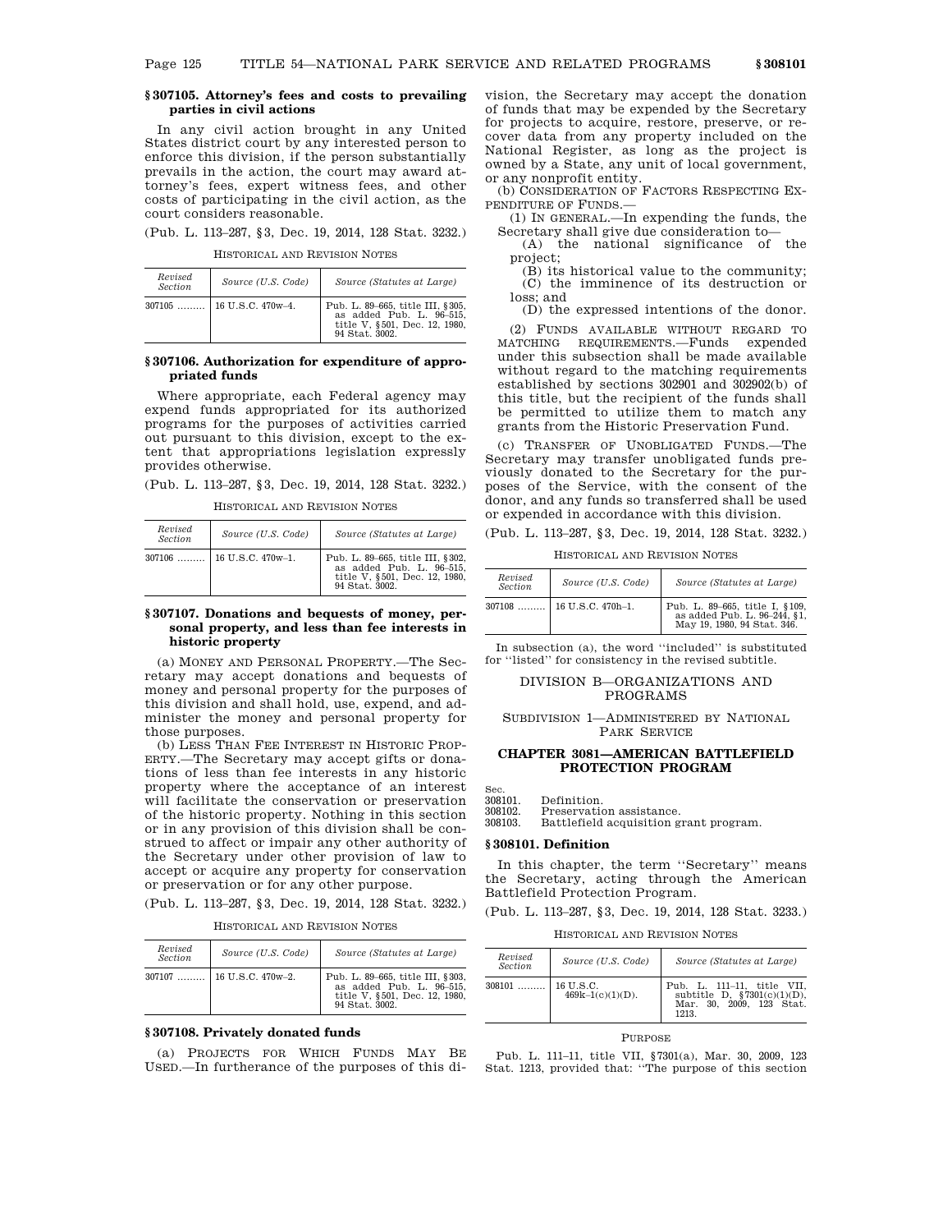### § 307105. Attorney's fees and costs to prevailing parties in civil actions

In any civil action brought in any United States district court by any interested person to enforce this division, if the person substantially prevails in the action, the court may award attorney's fees, expert witness fees, and other costs of participating in the civil action, as the court considers reasonable.

(Pub. L. 113–287, § 3, Dec. 19, 2014, 128 Stat. 3232.)

HISTORICAL AND REVISION NOTES

| Revised Section | Source (U.S. Code) | Source (Statutes at Large) |
|---|---|---|
| 307105 ......... | 16 U.S.C. 470w–4. | Pub. L. 89–665, title III, § 305, as added Pub. L. 96–515, title V, § 501, Dec. 12, 1980, 94 Stat. 3002. |

### § 307106. Authorization for expenditure of appropriated funds

Where appropriate, each Federal agency may expend funds appropriated for its authorized programs for the purposes of activities carried out pursuant to this division, except to the extent that appropriations legislation expressly provides otherwise.

(Pub. L. 113–287, § 3, Dec. 19, 2014, 128 Stat. 3232.)

HISTORICAL AND REVISION NOTES

| Revised Section | Source (U.S. Code) | Source (Statutes at Large) |
|---|---|---|
| 307106 ......... | 16 U.S.C. 470w–1. | Pub. L. 89–665, title III, § 302, as added Pub. L. 96–515, title V, § 501, Dec. 12, 1980, 94 Stat. 3002. |

### § 307107. Donations and bequests of money, personal property, and less than fee interests in historic property

(a) MONEY AND PERSONAL PROPERTY.—The Secretary may accept donations and bequests of money and personal property for the purposes of this division and shall hold, use, expend, and administer the money and personal property for those purposes.

(b) LESS THAN FEE INTEREST IN HISTORIC PROPERTY.—The Secretary may accept gifts or donations of less than fee interests in any historic property where the acceptance of an interest will facilitate the conservation or preservation of the historic property. Nothing in this section or in any provision of this division shall be construed to affect or impair any other authority of the Secretary under other provision of law to accept or acquire any property for conservation or preservation or for any other purpose.

(Pub. L. 113–287, § 3, Dec. 19, 2014, 128 Stat. 3232.)

HISTORICAL AND REVISION NOTES

| Revised Section | Source (U.S. Code) | Source (Statutes at Large) |
|---|---|---|
| 307107 ......... | 16 U.S.C. 470w–2. | Pub. L. 89–665, title III, § 303, as added Pub. L. 96–515, title V, § 501, Dec. 12, 1980, 94 Stat. 3002. |

### § 307108. Privately donated funds

(a) PROJECTS FOR WHICH FUNDS MAY BE USED.—In furtherance of the purposes of this division, the Secretary may accept the donation of funds that may be expended by the Secretary for projects to acquire, restore, preserve, or recover data from any property included on the National Register, as long as the project is owned by a State, any unit of local government, or any nonprofit entity.

(b) CONSIDERATION OF FACTORS RESPECTING EXPENDITURE OF FUNDS.—

(1) IN GENERAL.—In expending the funds, the Secretary shall give due consideration to—

(A) the national significance of the project;

(B) its historical value to the community;

(C) the imminence of its destruction or loss; and

(D) the expressed intentions of the donor.

(2) FUNDS AVAILABLE WITHOUT REGARD TO MATCHING REQUIREMENTS.—Funds expended under this subsection shall be made available without regard to the matching requirements established by sections 302901 and 302902(b) of this title, but the recipient of the funds shall be permitted to utilize them to match any grants from the Historic Preservation Fund.

(c) TRANSFER OF UNOBLIGATED FUNDS.—The Secretary may transfer unobligated funds previously donated to the Secretary for the purposes of the Service, with the consent of the donor, and any funds so transferred shall be used or expended in accordance with this division.

(Pub. L. 113–287, § 3, Dec. 19, 2014, 128 Stat. 3232.)

HISTORICAL AND REVISION NOTES

| Revised Section | Source (U.S. Code) | Source (Statutes at Large) |
|---|---|---|
| 307108 ......... | 16 U.S.C. 470h–1. | Pub. L. 89–665, title I, § 109, as added Pub. L. 96–244, § 1, May 19, 1980, 94 Stat. 346. |

In subsection (a), the word "included" is substituted for "listed" for consistency in the revised subtitle.

## DIVISION B—ORGANIZATIONS AND PROGRAMS

### SUBDIVISION 1—ADMINISTERED BY NATIONAL PARK SERVICE

## CHAPTER 3081—AMERICAN BATTLEFIELD PROTECTION PROGRAM

| Sec. | |
|---|---|
| 308101. | Definition. |
| 308102. | Preservation assistance. |
| 308103. | Battlefield acquisition grant program. |

### § 308101. Definition

In this chapter, the term "Secretary" means the Secretary, acting through the American Battlefield Protection Program.

(Pub. L. 113–287, § 3, Dec. 19, 2014, 128 Stat. 3233.)

HISTORICAL AND REVISION NOTES

| Revised Section | Source (U.S. Code) | Source (Statutes at Large) |
|---|---|---|
| 308101 ......... | 16 U.S.C. 469k–1(c)(1)(D). | Pub. L. 111–11, title VII, subtitle D, § 7301(c)(1)(D), Mar. 30, 2009, 123 Stat. 1213. |

PURPOSE

Pub. L. 111–11, title VII, § 7301(a), Mar. 30, 2009, 123 Stat. 1213, provided that: "The purpose of this section